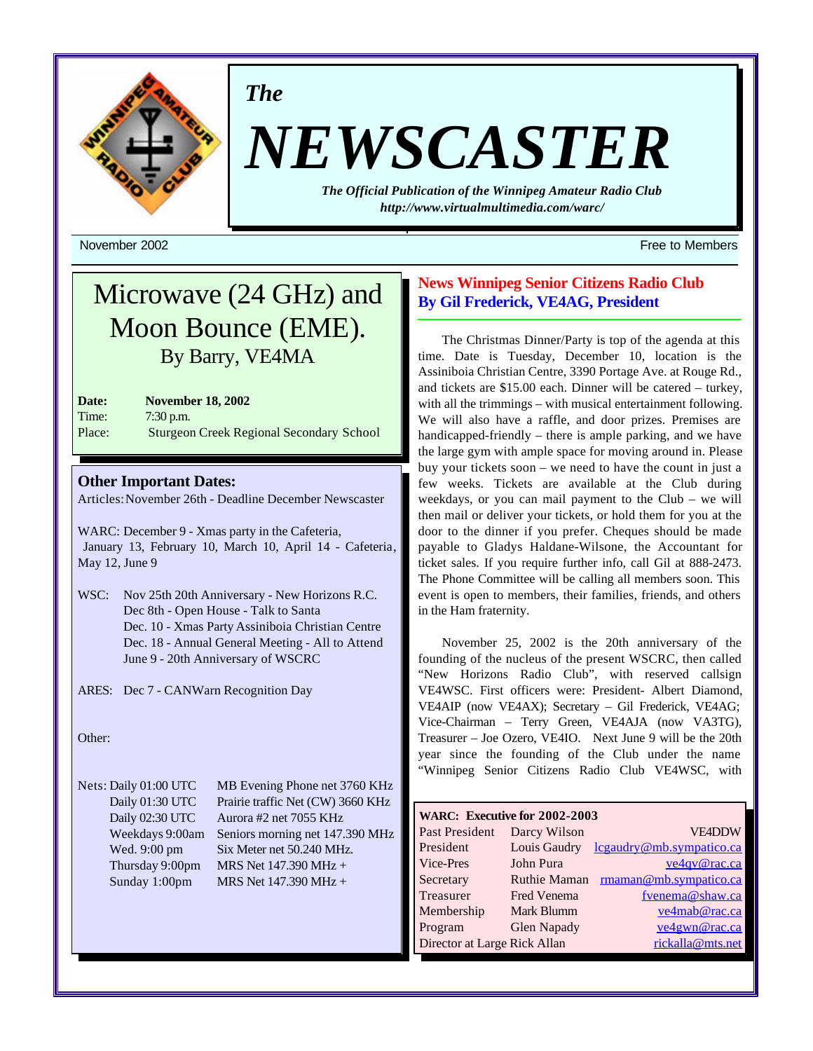*The*

# NEWSCASTER

***The Official Publication of the Winnipeg Amateur Radio Club***
***http://www.virtualmultimedia.com/warc/***

November 2002 — Free to Members

## Microwave (24 GHz) and Moon Bounce (EME).

### By Barry, VE4MA

**Date:** **November 18, 2002**
Time: 7:30 p.m.
Place: Sturgeon Creek Regional Secondary School

### Other Important Dates:

Articles: November 26th - Deadline December Newscaster

WARC: December 9 - Xmas party in the Cafeteria,
January 13, February 10, March 10, April 14 - Cafeteria, May 12, June 9

WSC:
- Nov 25th 20th Anniversary - New Horizons R.C.
- Dec 8th - Open House - Talk to Santa
- Dec. 10 - Xmas Party Assiniboia Christian Centre
- Dec. 18 - Annual General Meeting - All to Attend
- June 9 - 20th Anniversary of WSCRC

ARES: Dec 7 - CANWarn Recognition Day

Other:

Nets:

| | |
|---|---|
| Daily 01:00 UTC | MB Evening Phone net 3760 KHz |
| Daily 01:30 UTC | Prairie traffic Net (CW) 3660 KHz |
| Daily 02:30 UTC | Aurora #2 net 7055 KHz |
| Weekdays 9:00am | Seniors morning net 147.390 MHz |
| Wed. 9:00 pm | Six Meter net 50.240 MHz. |
| Thursday 9:00pm | MRS Net 147.390 MHz + |
| Sunday 1:00pm | MRS Net 147.390 MHz + |

## News Winnipeg Senior Citizens Radio Club
### By Gil Frederick, VE4AG, President

The Christmas Dinner/Party is top of the agenda at this time. Date is Tuesday, December 10, location is the Assiniboia Christian Centre, 3390 Portage Ave. at Rouge Rd., and tickets are $15.00 each. Dinner will be catered – turkey, with all the trimmings – with musical entertainment following. We will also have a raffle, and door prizes. Premises are handicapped-friendly – there is ample parking, and we have the large gym with ample space for moving around in. Please buy your tickets soon – we need to have the count in just a few weeks. Tickets are available at the Club during weekdays, or you can mail payment to the Club – we will then mail or deliver your tickets, or hold them for you at the door to the dinner if you prefer. Cheques should be made payable to Gladys Haldane-Wilsone, the Accountant for ticket sales. If you require further info, call Gil at 888-2473. The Phone Committee will be calling all members soon. This event is open to members, their families, friends, and others in the Ham fraternity.

November 25, 2002 is the 20th anniversary of the founding of the nucleus of the present WSCRC, then called "New Horizons Radio Club", with reserved callsign VE4WSC. First officers were: President- Albert Diamond, VE4AIP (now VE4AX); Secretary – Gil Frederick, VE4AG; Vice-Chairman – Terry Green, VE4AJA (now VA3TG), Treasurer – Joe Ozero, VE4IO. Next June 9 will be the 20th year since the founding of the Club under the name "Winnipeg Senior Citizens Radio Club VE4WSC, with

| WARC: Executive for 2002-2003 | | |
|---|---|---|
| Past President | Darcy Wilson | VE4DDW |
| President | Louis Gaudry | lcgaudry@mb.sympatico.ca |
| Vice-Pres | John Pura | ve4qv@rac.ca |
| Secretary | Ruthie Maman | rmaman@mb.sympatico.ca |
| Treasurer | Fred Venema | fvenema@shaw.ca |
| Membership | Mark Blumm | ve4mab@rac.ca |
| Program | Glen Napady | ve4gwn@rac.ca |
| Director at Large | Rick Allan | rickalla@mts.net |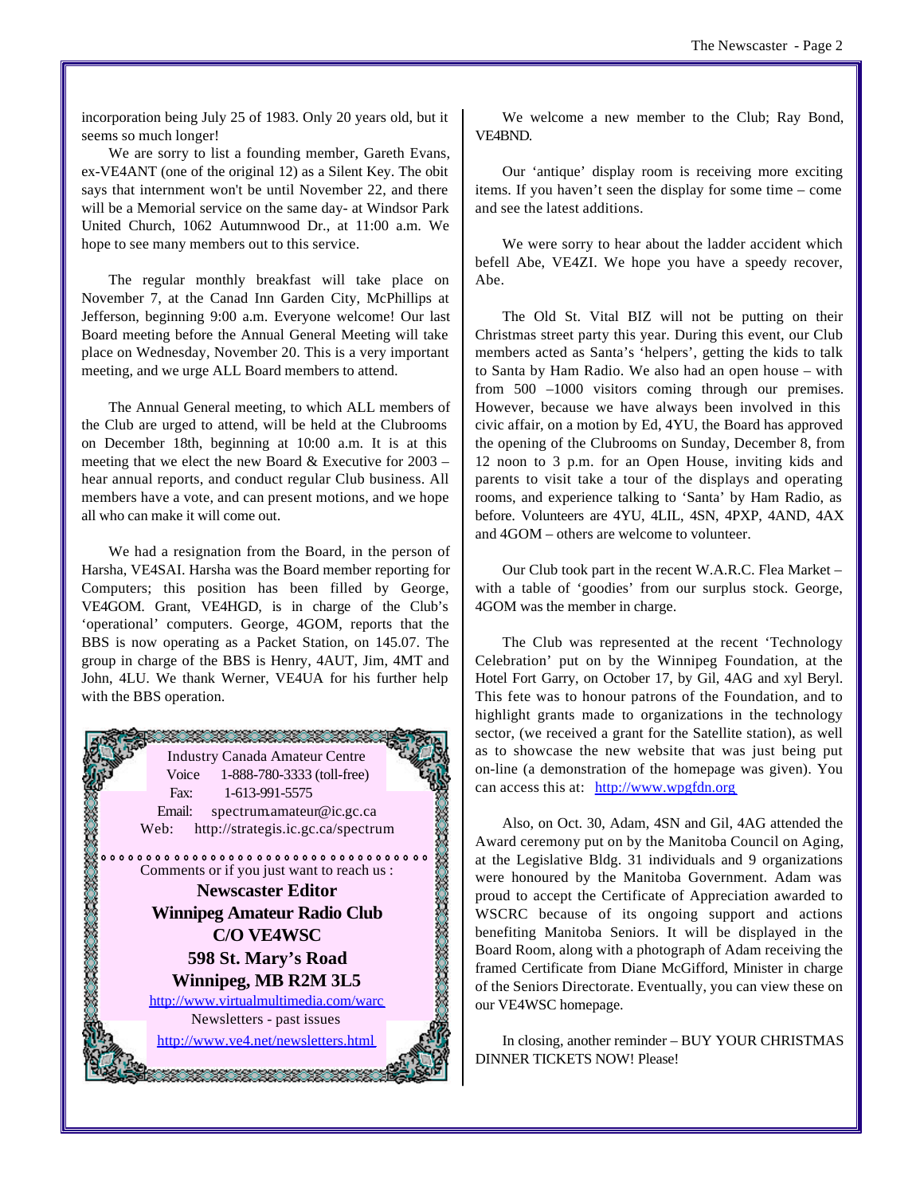incorporation being July 25 of 1983. Only 20 years old, but it seems so much longer!

We are sorry to list a founding member, Gareth Evans, ex-VE4ANT (one of the original 12) as a Silent Key. The obit says that internment won't be until November 22, and there will be a Memorial service on the same day- at Windsor Park United Church, 1062 Autumnwood Dr., at 11:00 a.m. We hope to see many members out to this service.

The regular monthly breakfast will take place on November 7, at the Canad Inn Garden City, McPhillips at Jefferson, beginning 9:00 a.m. Everyone welcome! Our last Board meeting before the Annual General Meeting will take place on Wednesday, November 20. This is a very important meeting, and we urge ALL Board members to attend.

The Annual General meeting, to which ALL members of the Club are urged to attend, will be held at the Clubrooms on December 18th, beginning at 10:00 a.m. It is at this meeting that we elect the new Board & Executive for 2003 – hear annual reports, and conduct regular Club business. All members have a vote, and can present motions, and we hope all who can make it will come out.

We had a resignation from the Board, in the person of Harsha, VE4SAI. Harsha was the Board member reporting for Computers; this position has been filled by George, VE4GOM. Grant, VE4HGD, is in charge of the Club's 'operational' computers. George, 4GOM, reports that the BBS is now operating as a Packet Station, on 145.07. The group in charge of the BBS is Henry, 4AUT, Jim, 4MT and John, 4LU. We thank Werner, VE4UA for his further help with the BBS operation.

Industry Canada Amateur Centre
Voice 1-888-780-3333 (toll-free)
Fax: 1-613-991-5575
Email: spectrum.amateur@ic.gc.ca
Web: http://strategis.ic.gc.ca/spectrum

Comments or if you just want to reach us :

**Newscaster Editor**
**Winnipeg Amateur Radio Club**
**C/O VE4WSC**
**598 St. Mary's Road**
**Winnipeg, MB R2M 3L5**

http://www.virtualmultimedia.com/warc

Newsletters - past issues

http://www.ve4.net/newsletters.html

We welcome a new member to the Club; Ray Bond, VE4BND.

Our 'antique' display room is receiving more exciting items. If you haven't seen the display for some time – come and see the latest additions.

We were sorry to hear about the ladder accident which befell Abe, VE4ZI. We hope you have a speedy recover, Abe.

The Old St. Vital BIZ will not be putting on their Christmas street party this year. During this event, our Club members acted as Santa's 'helpers', getting the kids to talk to Santa by Ham Radio. We also had an open house – with from 500 –1000 visitors coming through our premises. However, because we have always been involved in this civic affair, on a motion by Ed, 4YU, the Board has approved the opening of the Clubrooms on Sunday, December 8, from 12 noon to 3 p.m. for an Open House, inviting kids and parents to visit take a tour of the displays and operating rooms, and experience talking to 'Santa' by Ham Radio, as before. Volunteers are 4YU, 4LIL, 4SN, 4PXP, 4AND, 4AX and 4GOM – others are welcome to volunteer.

Our Club took part in the recent W.A.R.C. Flea Market – with a table of 'goodies' from our surplus stock. George, 4GOM was the member in charge.

The Club was represented at the recent 'Technology Celebration' put on by the Winnipeg Foundation, at the Hotel Fort Garry, on October 17, by Gil, 4AG and xyl Beryl. This fete was to honour patrons of the Foundation, and to highlight grants made to organizations in the technology sector, (we received a grant for the Satellite station), as well as to showcase the new website that was just being put on-line (a demonstration of the homepage was given). You can access this at: http://www.wpgfdn.org

Also, on Oct. 30, Adam, 4SN and Gil, 4AG attended the Award ceremony put on by the Manitoba Council on Aging, at the Legislative Bldg. 31 individuals and 9 organizations were honoured by the Manitoba Government. Adam was proud to accept the Certificate of Appreciation awarded to WSCRC because of its ongoing support and actions benefiting Manitoba Seniors. It will be displayed in the Board Room, along with a photograph of Adam receiving the framed Certificate from Diane McGifford, Minister in charge of the Seniors Directorate. Eventually, you can view these on our VE4WSC homepage.

In closing, another reminder – BUY YOUR CHRISTMAS DINNER TICKETS NOW! Please!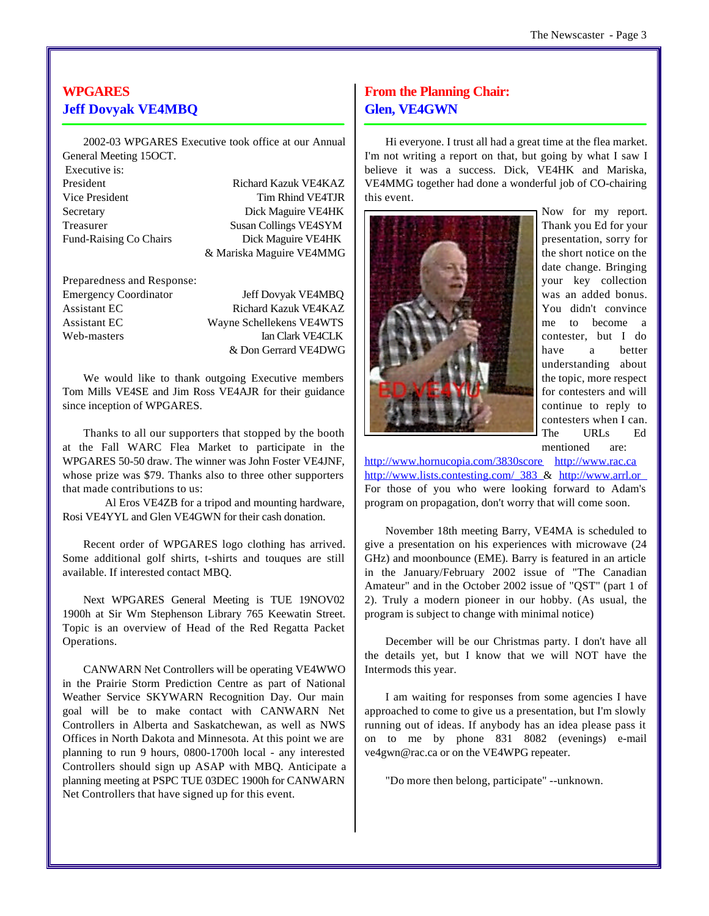## WPGARES
## Jeff Dovyak VE4MBQ

2002-03 WPGARES Executive took office at our Annual General Meeting 15OCT.

Executive is:

| | |
|---|---|
| President | Richard Kazuk VE4KAZ |
| Vice President | Tim Rhind VE4TJR |
| Secretary | Dick Maguire VE4HK |
| Treasurer | Susan Collings VE4SYM |
| Fund-Raising Co Chairs | Dick Maguire VE4HK & Mariska Maguire VE4MMG |

Preparedness and Response:

| | |
|---|---|
| Emergency Coordinator | Jeff Dovyak VE4MBQ |
| Assistant EC | Richard Kazuk VE4KAZ |
| Assistant EC | Wayne Schellekens VE4WTS |
| Web-masters | Ian Clark VE4CLK & Don Gerrard VE4DWG |

We would like to thank outgoing Executive members Tom Mills VE4SE and Jim Ross VE4AJR for their guidance since inception of WPGARES.

Thanks to all our supporters that stopped by the booth at the Fall WARC Flea Market to participate in the WPGARES 50-50 draw. The winner was John Foster VE4JNF, whose prize was $79. Thanks also to three other supporters that made contributions to us:

Al Eros VE4ZB for a tripod and mounting hardware, Rosi VE4YYL and Glen VE4GWN for their cash donation.

Recent order of WPGARES logo clothing has arrived. Some additional golf shirts, t-shirts and touques are still available. If interested contact MBQ.

Next WPGARES General Meeting is TUE 19NOV02 1900h at Sir Wm Stephenson Library 765 Keewatin Street. Topic is an overview of Head of the Red Regatta Packet Operations.

CANWARN Net Controllers will be operating VE4WWO in the Prairie Storm Prediction Centre as part of National Weather Service SKYWARN Recognition Day. Our main goal will be to make contact with CANWARN Net Controllers in Alberta and Saskatchewan, as well as NWS Offices in North Dakota and Minnesota. At this point we are planning to run 9 hours, 0800-1700h local - any interested Controllers should sign up ASAP with MBQ. Anticipate a planning meeting at PSPC TUE 03DEC 1900h for CANWARN Net Controllers that have signed up for this event.

## From the Planning Chair:
## Glen, VE4GWN

Hi everyone. I trust all had a great time at the flea market. I'm not writing a report on that, but going by what I saw I believe it was a success. Dick, VE4HK and Mariska, VE4MMG together had done a wonderful job of CO-chairing this event.

Now for my report. Thank you Ed for your presentation, sorry for the short notice on the date change. Bringing your key collection was an added bonus. You didn't convince me to become a contester, but I do have a better understanding about the topic, more respect for contesters and will continue to reply to contesters when I can. The URLs Ed mentioned are:

http://www.hornucopia.com/3830score http://www.rac.ca http://www.lists.contesting.com/_383 & http://www.arrl.or

For those of you who were looking forward to Adam's program on propagation, don't worry that will come soon.

November 18th meeting Barry, VE4MA is scheduled to give a presentation on his experiences with microwave (24 GHz) and moonbounce (EME). Barry is featured in an article in the January/February 2002 issue of "The Canadian Amateur" and in the October 2002 issue of "QST" (part 1 of 2). Truly a modern pioneer in our hobby. (As usual, the program is subject to change with minimal notice)

December will be our Christmas party. I don't have all the details yet, but I know that we will NOT have the Intermods this year.

I am waiting for responses from some agencies I have approached to come to give us a presentation, but I'm slowly running out of ideas. If anybody has an idea please pass it on to me by phone 831 8082 (evenings) e-mail ve4gwn@rac.ca or on the VE4WPG repeater.

"Do more then belong, participate" --unknown.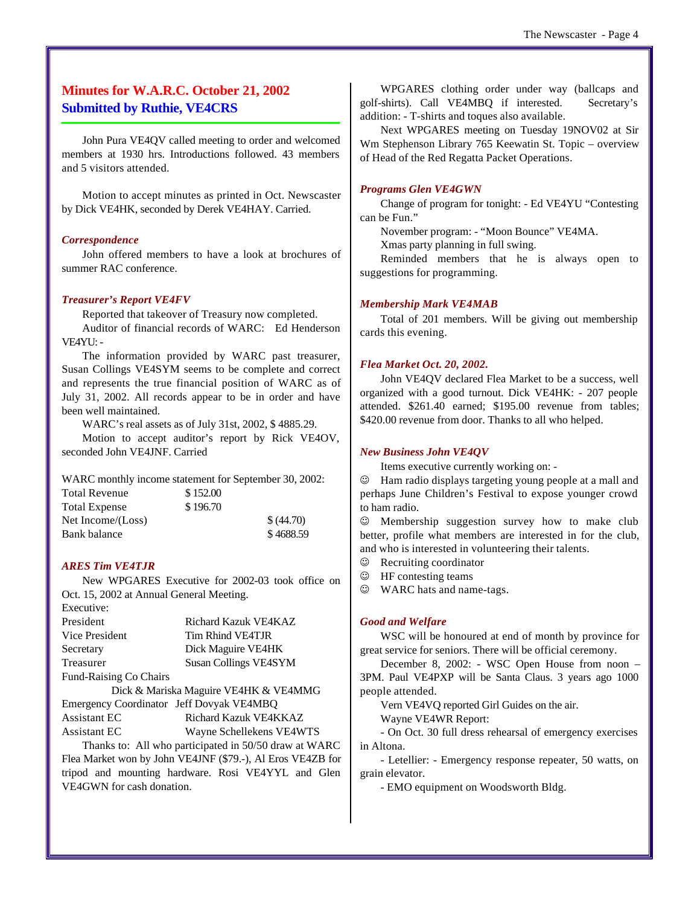# Minutes for W.A.R.C. October 21, 2002
## Submitted by Ruthie, VE4CRS

John Pura VE4QV called meeting to order and welcomed members at 1930 hrs. Introductions followed. 43 members and 5 visitors attended.

Motion to accept minutes as printed in Oct. Newscaster by Dick VE4HK, seconded by Derek VE4HAY. Carried.

### *Correspondence*

John offered members to have a look at brochures of summer RAC conference.

### *Treasurer's Report VE4FV*

Reported that takeover of Treasury now completed.

Auditor of financial records of WARC: Ed Henderson VE4YU: -

The information provided by WARC past treasurer, Susan Collings VE4SYM seems to be complete and correct and represents the true financial position of WARC as of July 31, 2002. All records appear to be in order and have been well maintained.

WARC's real assets as of July 31st, 2002, $ 4885.29.

Motion to accept auditor's report by Rick VE4OV, seconded John VE4JNF. Carried

WARC monthly income statement for September 30, 2002:

| | | |
|---|---|---|
| Total Revenue | $ 152.00 | |
| Total Expense | $ 196.70 | |
| Net Income/(Loss) | | $ (44.70) |
| Bank balance | | $ 4688.59 |

### *ARES Tim VE4TJR*

New WPGARES Executive for 2002-03 took office on Oct. 15, 2002 at Annual General Meeting.

Executive:

| | |
|---|---|
| President | Richard Kazuk VE4KAZ |
| Vice President | Tim Rhind VE4TJR |
| Secretary | Dick Maguire VE4HK |
| Treasurer | Susan Collings VE4SYM |
| Fund-Raising Co Chairs | Dick & Mariska Maguire VE4HK & VE4MMG |
| Emergency Coordinator | Jeff Dovyak VE4MBQ |
| Assistant EC | Richard Kazuk VE4KKAZ |
| Assistant EC | Wayne Schellekens VE4WTS |

Thanks to: All who participated in 50/50 draw at WARC Flea Market won by John VE4JNF ($79.-), Al Eros VE4ZB for tripod and mounting hardware. Rosi VE4YYL and Glen VE4GWN for cash donation.

WPGARES clothing order under way (ballcaps and golf-shirts). Call VE4MBQ if interested. Secretary's addition: - T-shirts and toques also available.

Next WPGARES meeting on Tuesday 19NOV02 at Sir Wm Stephenson Library 765 Keewatin St. Topic – overview of Head of the Red Regatta Packet Operations.

### *Programs Glen VE4GWN*

Change of program for tonight: - Ed VE4YU "Contesting can be Fun."

November program: - "Moon Bounce" VE4MA.

Xmas party planning in full swing.

Reminded members that he is always open to suggestions for programming.

### *Membership Mark VE4MAB*

Total of 201 members. Will be giving out membership cards this evening.

### *Flea Market Oct. 20, 2002.*

John VE4QV declared Flea Market to be a success, well organized with a good turnout. Dick VE4HK: - 207 people attended. $261.40 earned; $195.00 revenue from tables; $420.00 revenue from door. Thanks to all who helped.

### *New Business John VE4QV*

Items executive currently working on: -

☺ Ham radio displays targeting young people at a mall and perhaps June Children's Festival to expose younger crowd to ham radio.

☺ Membership suggestion survey how to make club better, profile what members are interested in for the club, and who is interested in volunteering their talents.

☺ Recruiting coordinator

☺ HF contesting teams

☺ WARC hats and name-tags.

### *Good and Welfare*

WSC will be honoured at end of month by province for great service for seniors. There will be official ceremony.

December 8, 2002: - WSC Open House from noon – 3PM. Paul VE4PXP will be Santa Claus. 3 years ago 1000 people attended.

Vern VE4VQ reported Girl Guides on the air.

Wayne VE4WR Report:

- On Oct. 30 full dress rehearsal of emergency exercises in Altona.

- Letellier: - Emergency response repeater, 50 watts, on grain elevator.

- EMO equipment on Woodsworth Bldg.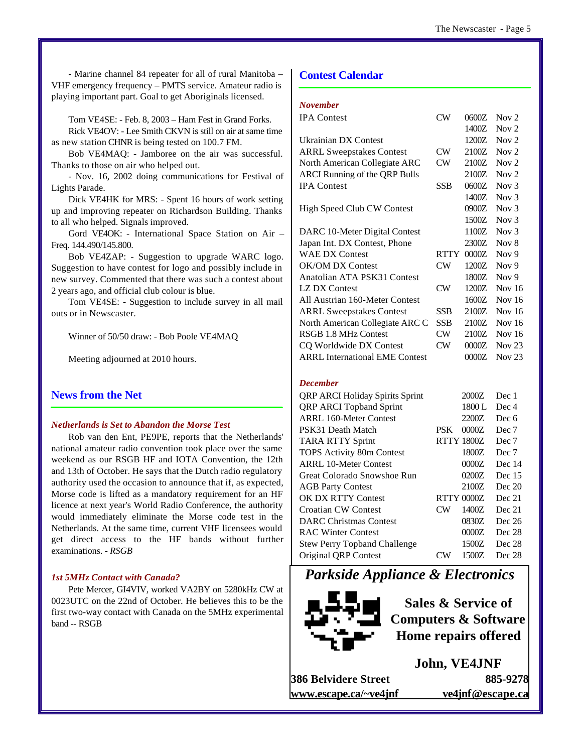- Marine channel 84 repeater for all of rural Manitoba – VHF emergency frequency – PMTS service. Amateur radio is playing important part. Goal to get Aboriginals licensed.

Tom VE4SE: - Feb. 8, 2003 – Ham Fest in Grand Forks.

Rick VE4OV: - Lee Smith CKVN is still on air at same time as new station CHNR is being tested on 100.7 FM.

Bob VE4MAQ: - Jamboree on the air was successful. Thanks to those on air who helped out.

- Nov. 16, 2002 doing communications for Festival of Lights Parade.

Dick VE4HK for MRS: - Spent 16 hours of work setting up and improving repeater on Richardson Building. Thanks to all who helped. Signals improved.

Gord VE4OK: - International Space Station on Air – Freq. 144.490/145.800.

Bob VE4ZAP: - Suggestion to upgrade WARC logo. Suggestion to have contest for logo and possibly include in new survey. Commented that there was such a contest about 2 years ago, and official club colour is blue.

Tom VE4SE: - Suggestion to include survey in all mail outs or in Newscaster.

Winner of 50/50 draw: - Bob Poole VE4MAQ

Meeting adjourned at 2010 hours.

## News from the Net

### *Netherlands is Set to Abandon the Morse Test*

Rob van den Ent, PE9PE, reports that the Netherlands' national amateur radio convention took place over the same weekend as our RSGB HF and IOTA Convention, the 12th and 13th of October. He says that the Dutch radio regulatory authority used the occasion to announce that if, as expected, Morse code is lifted as a mandatory requirement for an HF licence at next year's World Radio Conference, the authority would immediately eliminate the Morse code test in the Netherlands. At the same time, current VHF licensees would get direct access to the HF bands without further examinations. - *RSGB*

### *1st 5MHz Contact with Canada?*

Pete Mercer, GI4VIV, worked VA2BY on 5280kHz CW at 0023UTC on the 22nd of October. He believes this to be the first two-way contact with Canada on the 5MHz experimental band -- RSGB

## Contest Calendar

### *November*

| Contest | Mode | Time | Date |
|---|---|---|---|
| IPA Contest | CW | 0600Z | Nov 2 |
| | | 1400Z | Nov 2 |
| Ukrainian DX Contest | | 1200Z | Nov 2 |
| ARRL Sweepstakes Contest | CW | 2100Z | Nov 2 |
| North American Collegiate ARC | CW | 2100Z | Nov 2 |
| ARCI Running of the QRP Bulls | | 2100Z | Nov 2 |
| IPA Contest | SSB | 0600Z | Nov 3 |
| | | 1400Z | Nov 3 |
| High Speed Club CW Contest | | 0900Z | Nov 3 |
| | | 1500Z | Nov 3 |
| DARC 10-Meter Digital Contest | | 1100Z | Nov 3 |
| Japan Int. DX Contest, Phone | | 2300Z | Nov 8 |
| WAE DX Contest | RTTY | 0000Z | Nov 9 |
| OK/OM DX Contest | CW | 1200Z | Nov 9 |
| Anatolian ATA PSK31 Contest | | 1800Z | Nov 9 |
| LZ DX Contest | CW | 1200Z | Nov 16 |
| All Austrian 160-Meter Contest | | 1600Z | Nov 16 |
| ARRL Sweepstakes Contest | SSB | 2100Z | Nov 16 |
| North American Collegiate ARC C | SSB | 2100Z | Nov 16 |
| RSGB 1.8 MHz Contest | CW | 2100Z | Nov 16 |
| CQ Worldwide DX Contest | CW | 0000Z | Nov 23 |
| ARRL International EME Contest | | 0000Z | Nov 23 |

### *December*

| Contest | Mode | Time | Date |
|---|---|---|---|
| QRP ARCI Holiday Spirits Sprint | | 2000Z | Dec 1 |
| QRP ARCI Topband Sprint | | 1800 L | Dec 4 |
| ARRL 160-Meter Contest | | 2200Z | Dec 6 |
| PSK31 Death Match | PSK | 0000Z | Dec 7 |
| TARA RTTY Sprint | RTTY | 1800Z | Dec 7 |
| TOPS Activity 80m Contest | | 1800Z | Dec 7 |
| ARRL 10-Meter Contest | | 0000Z | Dec 14 |
| Great Colorado Snowshoe Run | | 0200Z | Dec 15 |
| AGB Party Contest | | 2100Z | Dec 20 |
| OK DX RTTY Contest | RTTY | 0000Z | Dec 21 |
| Croatian CW Contest | CW | 1400Z | Dec 21 |
| DARC Christmas Contest | | 0830Z | Dec 26 |
| RAC Winter Contest | | 0000Z | Dec 28 |
| Stew Perry Topband Challenge | | 1500Z | Dec 28 |
| Original QRP Contest | CW | 1500Z | Dec 28 |

## *Parkside Appliance & Electronics*

**Sales & Service of Computers & Software**
**Home repairs offered**

**John, VE4JNF**

**386 Belvidere Street** **885-9278**
**www.escape.ca/~ve4jnf** **ve4jnf@escape.ca**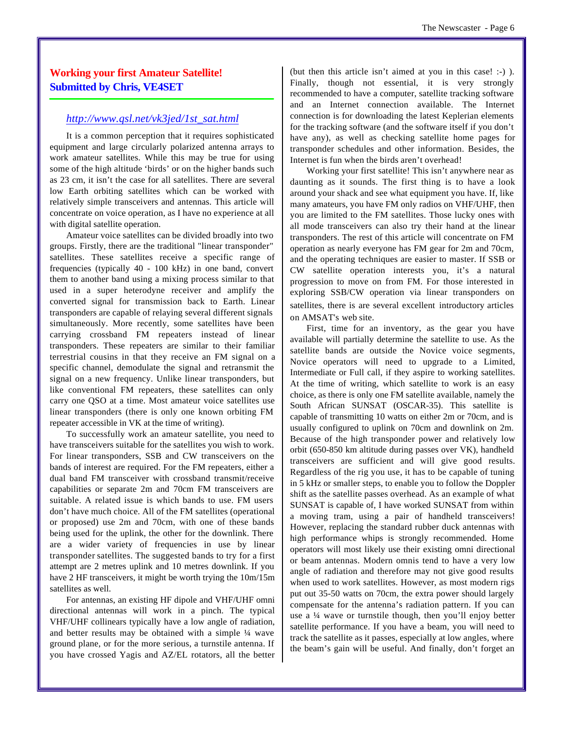## Working your first Amateur Satellite!
## Submitted by Chris, VE4SET

*http://www.qsl.net/vk3jed/1st_sat.html*

It is a common perception that it requires sophisticated equipment and large circularly polarized antenna arrays to work amateur satellites. While this may be true for using some of the high altitude 'birds' or on the higher bands such as 23 cm, it isn't the case for all satellites. There are several low Earth orbiting satellites which can be worked with relatively simple transceivers and antennas. This article will concentrate on voice operation, as I have no experience at all with digital satellite operation.

Amateur voice satellites can be divided broadly into two groups. Firstly, there are the traditional "linear transponder" satellites. These satellites receive a specific range of frequencies (typically 40 - 100 kHz) in one band, convert them to another band using a mixing process similar to that used in a super heterodyne receiver and amplify the converted signal for transmission back to Earth. Linear transponders are capable of relaying several different signals simultaneously. More recently, some satellites have been carrying crossband FM repeaters instead of linear transponders. These repeaters are similar to their familiar terrestrial cousins in that they receive an FM signal on a specific channel, demodulate the signal and retransmit the signal on a new frequency. Unlike linear transponders, but like conventional FM repeaters, these satellites can only carry one QSO at a time. Most amateur voice satellites use linear transponders (there is only one known orbiting FM repeater accessible in VK at the time of writing).

To successfully work an amateur satellite, you need to have transceivers suitable for the satellites you wish to work. For linear transponders, SSB and CW transceivers on the bands of interest are required. For the FM repeaters, either a dual band FM transceiver with crossband transmit/receive capabilities or separate 2m and 70cm FM transceivers are suitable. A related issue is which bands to use. FM users don't have much choice. All of the FM satellites (operational or proposed) use 2m and 70cm, with one of these bands being used for the uplink, the other for the downlink. There are a wider variety of frequencies in use by linear transponder satellites. The suggested bands to try for a first attempt are 2 metres uplink and 10 metres downlink. If you have 2 HF transceivers, it might be worth trying the 10m/15m satellites as well.

For antennas, an existing HF dipole and VHF/UHF omni directional antennas will work in a pinch. The typical VHF/UHF collinears typically have a low angle of radiation, and better results may be obtained with a simple ¼ wave ground plane, or for the more serious, a turnstile antenna. If you have crossed Yagis and AZ/EL rotators, all the better (but then this article isn't aimed at you in this case! :-) ). Finally, though not essential, it is very strongly recommended to have a computer, satellite tracking software and an Internet connection available. The Internet connection is for downloading the latest Keplerian elements for the tracking software (and the software itself if you don't have any), as well as checking satellite home pages for transponder schedules and other information. Besides, the Internet is fun when the birds aren't overhead!

Working your first satellite! This isn't anywhere near as daunting as it sounds. The first thing is to have a look around your shack and see what equipment you have. If, like many amateurs, you have FM only radios on VHF/UHF, then you are limited to the FM satellites. Those lucky ones with all mode transceivers can also try their hand at the linear transponders. The rest of this article will concentrate on FM operation as nearly everyone has FM gear for 2m and 70cm, and the operating techniques are easier to master. If SSB or CW satellite operation interests you, it's a natural progression to move on from FM. For those interested in exploring SSB/CW operation via linear transponders on satellites, there is are several excellent introductory articles on AMSAT's web site.

First, time for an inventory, as the gear you have available will partially determine the satellite to use. As the satellite bands are outside the Novice voice segments, Novice operators will need to upgrade to a Limited, Intermediate or Full call, if they aspire to working satellites. At the time of writing, which satellite to work is an easy choice, as there is only one FM satellite available, namely the South African SUNSAT (OSCAR-35). This satellite is capable of transmitting 10 watts on either 2m or 70cm, and is usually configured to uplink on 70cm and downlink on 2m. Because of the high transponder power and relatively low orbit (650-850 km altitude during passes over VK), handheld transceivers are sufficient and will give good results. Regardless of the rig you use, it has to be capable of tuning in 5 kHz or smaller steps, to enable you to follow the Doppler shift as the satellite passes overhead. As an example of what SUNSAT is capable of, I have worked SUNSAT from within a moving tram, using a pair of handheld transceivers! However, replacing the standard rubber duck antennas with high performance whips is strongly recommended. Home operators will most likely use their existing omni directional or beam antennas. Modern omnis tend to have a very low angle of radiation and therefore may not give good results when used to work satellites. However, as most modern rigs put out 35-50 watts on 70cm, the extra power should largely compensate for the antenna's radiation pattern. If you can use a ¼ wave or turnstile though, then you'll enjoy better satellite performance. If you have a beam, you will need to track the satellite as it passes, especially at low angles, where the beam's gain will be useful. And finally, don't forget an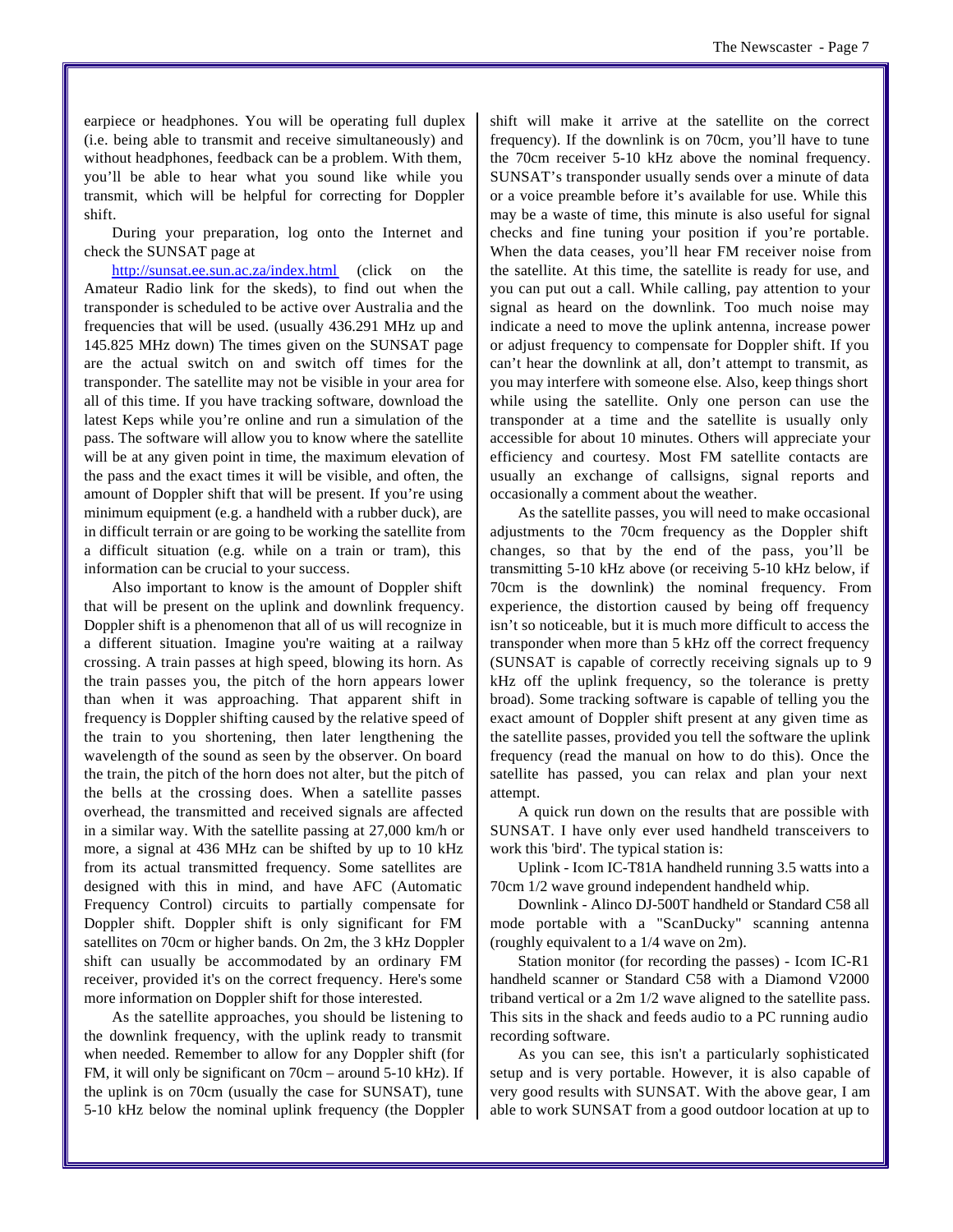earpiece or headphones. You will be operating full duplex (i.e. being able to transmit and receive simultaneously) and without headphones, feedback can be a problem. With them, you'll be able to hear what you sound like while you transmit, which will be helpful for correcting for Doppler shift.

During your preparation, log onto the Internet and check the SUNSAT page at

http://sunsat.ee.sun.ac.za/index.html (click on the Amateur Radio link for the skeds), to find out when the transponder is scheduled to be active over Australia and the frequencies that will be used. (usually 436.291 MHz up and 145.825 MHz down) The times given on the SUNSAT page are the actual switch on and switch off times for the transponder. The satellite may not be visible in your area for all of this time. If you have tracking software, download the latest Keps while you're online and run a simulation of the pass. The software will allow you to know where the satellite will be at any given point in time, the maximum elevation of the pass and the exact times it will be visible, and often, the amount of Doppler shift that will be present. If you're using minimum equipment (e.g. a handheld with a rubber duck), are in difficult terrain or are going to be working the satellite from a difficult situation (e.g. while on a train or tram), this information can be crucial to your success.

Also important to know is the amount of Doppler shift that will be present on the uplink and downlink frequency. Doppler shift is a phenomenon that all of us will recognize in a different situation. Imagine you're waiting at a railway crossing. A train passes at high speed, blowing its horn. As the train passes you, the pitch of the horn appears lower than when it was approaching. That apparent shift in frequency is Doppler shifting caused by the relative speed of the train to you shortening, then later lengthening the wavelength of the sound as seen by the observer. On board the train, the pitch of the horn does not alter, but the pitch of the bells at the crossing does. When a satellite passes overhead, the transmitted and received signals are affected in a similar way. With the satellite passing at 27,000 km/h or more, a signal at 436 MHz can be shifted by up to 10 kHz from its actual transmitted frequency. Some satellites are designed with this in mind, and have AFC (Automatic Frequency Control) circuits to partially compensate for Doppler shift. Doppler shift is only significant for FM satellites on 70cm or higher bands. On 2m, the 3 kHz Doppler shift can usually be accommodated by an ordinary FM receiver, provided it's on the correct frequency. Here's some more information on Doppler shift for those interested.

As the satellite approaches, you should be listening to the downlink frequency, with the uplink ready to transmit when needed. Remember to allow for any Doppler shift (for FM, it will only be significant on 70cm – around 5-10 kHz). If the uplink is on 70cm (usually the case for SUNSAT), tune 5-10 kHz below the nominal uplink frequency (the Doppler shift will make it arrive at the satellite on the correct frequency). If the downlink is on 70cm, you'll have to tune the 70cm receiver 5-10 kHz above the nominal frequency. SUNSAT's transponder usually sends over a minute of data or a voice preamble before it's available for use. While this may be a waste of time, this minute is also useful for signal checks and fine tuning your position if you're portable. When the data ceases, you'll hear FM receiver noise from the satellite. At this time, the satellite is ready for use, and you can put out a call. While calling, pay attention to your signal as heard on the downlink. Too much noise may indicate a need to move the uplink antenna, increase power or adjust frequency to compensate for Doppler shift. If you can't hear the downlink at all, don't attempt to transmit, as you may interfere with someone else. Also, keep things short while using the satellite. Only one person can use the transponder at a time and the satellite is usually only accessible for about 10 minutes. Others will appreciate your efficiency and courtesy. Most FM satellite contacts are usually an exchange of callsigns, signal reports and occasionally a comment about the weather.

As the satellite passes, you will need to make occasional adjustments to the 70cm frequency as the Doppler shift changes, so that by the end of the pass, you'll be transmitting 5-10 kHz above (or receiving 5-10 kHz below, if 70cm is the downlink) the nominal frequency. From experience, the distortion caused by being off frequency isn't so noticeable, but it is much more difficult to access the transponder when more than 5 kHz off the correct frequency (SUNSAT is capable of correctly receiving signals up to 9 kHz off the uplink frequency, so the tolerance is pretty broad). Some tracking software is capable of telling you the exact amount of Doppler shift present at any given time as the satellite passes, provided you tell the software the uplink frequency (read the manual on how to do this). Once the satellite has passed, you can relax and plan your next attempt.

A quick run down on the results that are possible with SUNSAT. I have only ever used handheld transceivers to work this 'bird'. The typical station is:

Uplink - Icom IC-T81A handheld running 3.5 watts into a 70cm 1/2 wave ground independent handheld whip.

Downlink - Alinco DJ-500T handheld or Standard C58 all mode portable with a "ScanDucky" scanning antenna (roughly equivalent to a 1/4 wave on 2m).

Station monitor (for recording the passes) - Icom IC-R1 handheld scanner or Standard C58 with a Diamond V2000 triband vertical or a 2m 1/2 wave aligned to the satellite pass. This sits in the shack and feeds audio to a PC running audio recording software.

As you can see, this isn't a particularly sophisticated setup and is very portable. However, it is also capable of very good results with SUNSAT. With the above gear, I am able to work SUNSAT from a good outdoor location at up to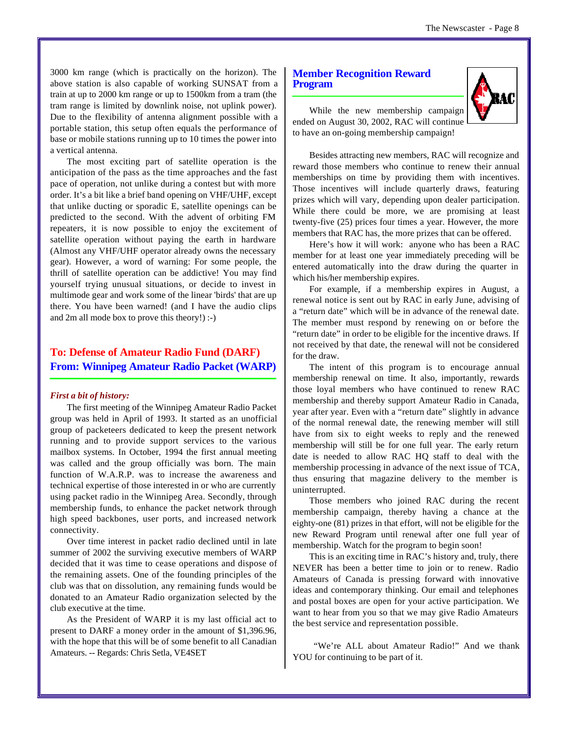3000 km range (which is practically on the horizon). The above station is also capable of working SUNSAT from a train at up to 2000 km range or up to 1500km from a tram (the tram range is limited by downlink noise, not uplink power). Due to the flexibility of antenna alignment possible with a portable station, this setup often equals the performance of base or mobile stations running up to 10 times the power into a vertical antenna.

The most exciting part of satellite operation is the anticipation of the pass as the time approaches and the fast pace of operation, not unlike during a contest but with more order. It's a bit like a brief band opening on VHF/UHF, except that unlike ducting or sporadic E, satellite openings can be predicted to the second. With the advent of orbiting FM repeaters, it is now possible to enjoy the excitement of satellite operation without paying the earth in hardware (Almost any VHF/UHF operator already owns the necessary gear). However, a word of warning: For some people, the thrill of satellite operation can be addictive! You may find yourself trying unusual situations, or decide to invest in multimode gear and work some of the linear 'birds' that are up there. You have been warned! (and I have the audio clips and 2m all mode box to prove this theory!) :-)

## To: Defense of Amateur Radio Fund (DARF)
## From: Winnipeg Amateur Radio Packet (WARP)

***First a bit of history:***

The first meeting of the Winnipeg Amateur Radio Packet group was held in April of 1993. It started as an unofficial group of packeteers dedicated to keep the present network running and to provide support services to the various mailbox systems. In October, 1994 the first annual meeting was called and the group officially was born. The main function of W.A.R.P. was to increase the awareness and technical expertise of those interested in or who are currently using packet radio in the Winnipeg Area. Secondly, through membership funds, to enhance the packet network through high speed backbones, user ports, and increased network connectivity.

Over time interest in packet radio declined until in late summer of 2002 the surviving executive members of WARP decided that it was time to cease operations and dispose of the remaining assets. One of the founding principles of the club was that on dissolution, any remaining funds would be donated to an Amateur Radio organization selected by the club executive at the time.

As the President of WARP it is my last official act to present to DARF a money order in the amount of $1,396.96, with the hope that this will be of some benefit to all Canadian Amateurs. -- Regards: Chris Setla, VE4SET

## Member Recognition Reward Program

While the new membership campaign ended on August 30, 2002, RAC will continue to have an on-going membership campaign!

Besides attracting new members, RAC will recognize and reward those members who continue to renew their annual memberships on time by providing them with incentives. Those incentives will include quarterly draws, featuring prizes which will vary, depending upon dealer participation. While there could be more, we are promising at least twenty-five (25) prices four times a year. However, the more members that RAC has, the more prizes that can be offered.

Here's how it will work: anyone who has been a RAC member for at least one year immediately preceding will be entered automatically into the draw during the quarter in which his/her membership expires.

For example, if a membership expires in August, a renewal notice is sent out by RAC in early June, advising of a "return date" which will be in advance of the renewal date. The member must respond by renewing on or before the "return date" in order to be eligible for the incentive draws. If not received by that date, the renewal will not be considered for the draw.

The intent of this program is to encourage annual membership renewal on time. It also, importantly, rewards those loyal members who have continued to renew RAC membership and thereby support Amateur Radio in Canada, year after year. Even with a "return date" slightly in advance of the normal renewal date, the renewing member will still have from six to eight weeks to reply and the renewed membership will still be for one full year. The early return date is needed to allow RAC HQ staff to deal with the membership processing in advance of the next issue of TCA, thus ensuring that magazine delivery to the member is uninterrupted.

Those members who joined RAC during the recent membership campaign, thereby having a chance at the eighty-one (81) prizes in that effort, will not be eligible for the new Reward Program until renewal after one full year of membership. Watch for the program to begin soon!

This is an exciting time in RAC's history and, truly, there NEVER has been a better time to join or to renew. Radio Amateurs of Canada is pressing forward with innovative ideas and contemporary thinking. Our email and telephones and postal boxes are open for your active participation. We want to hear from you so that we may give Radio Amateurs the best service and representation possible.

"We're ALL about Amateur Radio!" And we thank YOU for continuing to be part of it.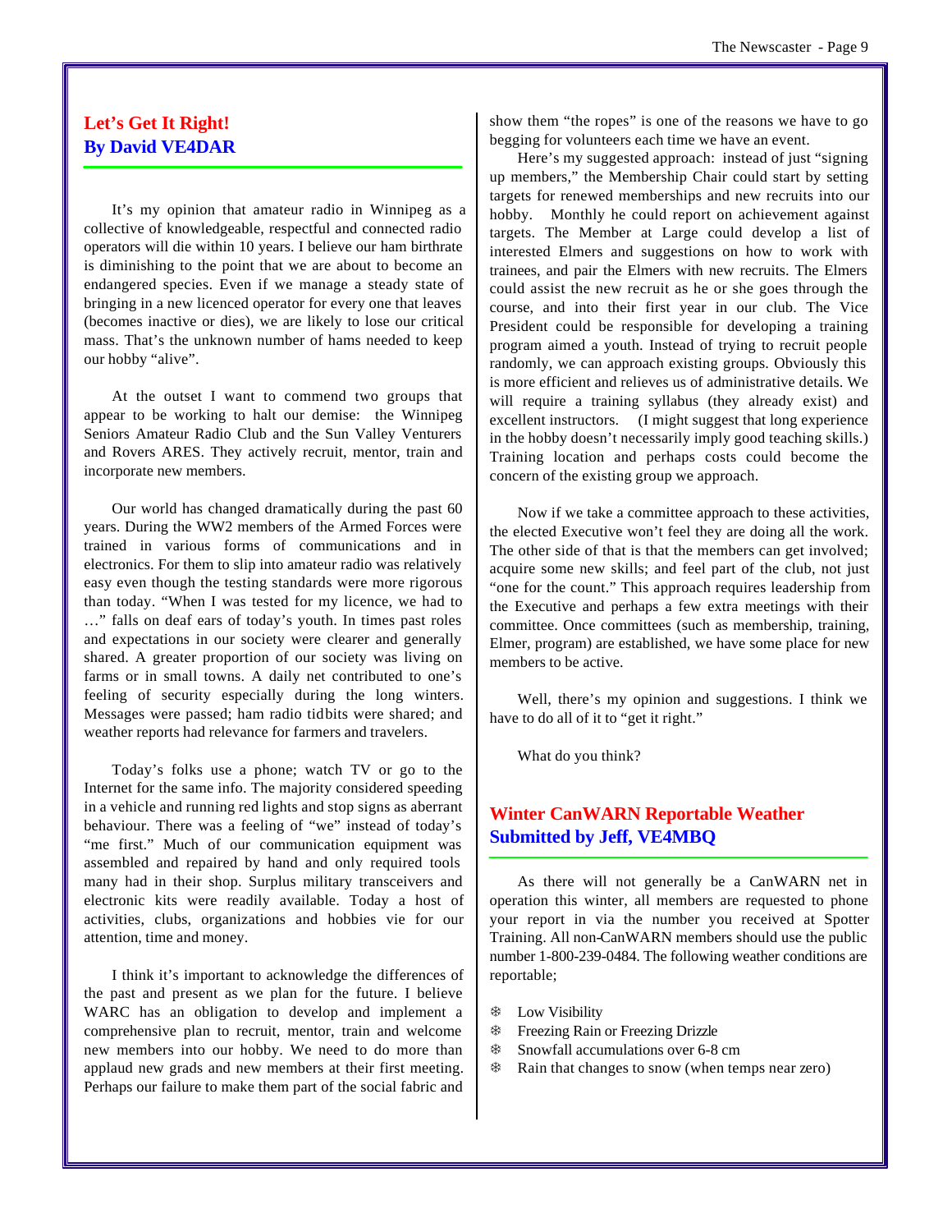## Let's Get It Right!
## By David VE4DAR

It's my opinion that amateur radio in Winnipeg as a collective of knowledgeable, respectful and connected radio operators will die within 10 years. I believe our ham birthrate is diminishing to the point that we are about to become an endangered species. Even if we manage a steady state of bringing in a new licenced operator for every one that leaves (becomes inactive or dies), we are likely to lose our critical mass. That's the unknown number of hams needed to keep our hobby "alive".

At the outset I want to commend two groups that appear to be working to halt our demise: the Winnipeg Seniors Amateur Radio Club and the Sun Valley Venturers and Rovers ARES. They actively recruit, mentor, train and incorporate new members.

Our world has changed dramatically during the past 60 years. During the WW2 members of the Armed Forces were trained in various forms of communications and in electronics. For them to slip into amateur radio was relatively easy even though the testing standards were more rigorous than today. "When I was tested for my licence, we had to …" falls on deaf ears of today's youth. In times past roles and expectations in our society were clearer and generally shared. A greater proportion of our society was living on farms or in small towns. A daily net contributed to one's feeling of security especially during the long winters. Messages were passed; ham radio tidbits were shared; and weather reports had relevance for farmers and travelers.

Today's folks use a phone; watch TV or go to the Internet for the same info. The majority considered speeding in a vehicle and running red lights and stop signs as aberrant behaviour. There was a feeling of "we" instead of today's "me first." Much of our communication equipment was assembled and repaired by hand and only required tools many had in their shop. Surplus military transceivers and electronic kits were readily available. Today a host of activities, clubs, organizations and hobbies vie for our attention, time and money.

I think it's important to acknowledge the differences of the past and present as we plan for the future. I believe WARC has an obligation to develop and implement a comprehensive plan to recruit, mentor, train and welcome new members into our hobby. We need to do more than applaud new grads and new members at their first meeting. Perhaps our failure to make them part of the social fabric and show them "the ropes" is one of the reasons we have to go begging for volunteers each time we have an event.

Here's my suggested approach: instead of just "signing up members," the Membership Chair could start by setting targets for renewed memberships and new recruits into our hobby. Monthly he could report on achievement against targets. The Member at Large could develop a list of interested Elmers and suggestions on how to work with trainees, and pair the Elmers with new recruits. The Elmers could assist the new recruit as he or she goes through the course, and into their first year in our club. The Vice President could be responsible for developing a training program aimed a youth. Instead of trying to recruit people randomly, we can approach existing groups. Obviously this is more efficient and relieves us of administrative details. We will require a training syllabus (they already exist) and excellent instructors. (I might suggest that long experience in the hobby doesn't necessarily imply good teaching skills.) Training location and perhaps costs could become the concern of the existing group we approach.

Now if we take a committee approach to these activities, the elected Executive won't feel they are doing all the work. The other side of that is that the members can get involved; acquire some new skills; and feel part of the club, not just "one for the count." This approach requires leadership from the Executive and perhaps a few extra meetings with their committee. Once committees (such as membership, training, Elmer, program) are established, we have some place for new members to be active.

Well, there's my opinion and suggestions. I think we have to do all of it to "get it right."

What do you think?

## Winter CanWARN Reportable Weather
## Submitted by Jeff, VE4MBQ

As there will not generally be a CanWARN net in operation this winter, all members are requested to phone your report in via the number you received at Spotter Training. All non-CanWARN members should use the public number 1-800-239-0484. The following weather conditions are reportable;

- Low Visibility
- Freezing Rain or Freezing Drizzle
- Snowfall accumulations over 6-8 cm
- Rain that changes to snow (when temps near zero)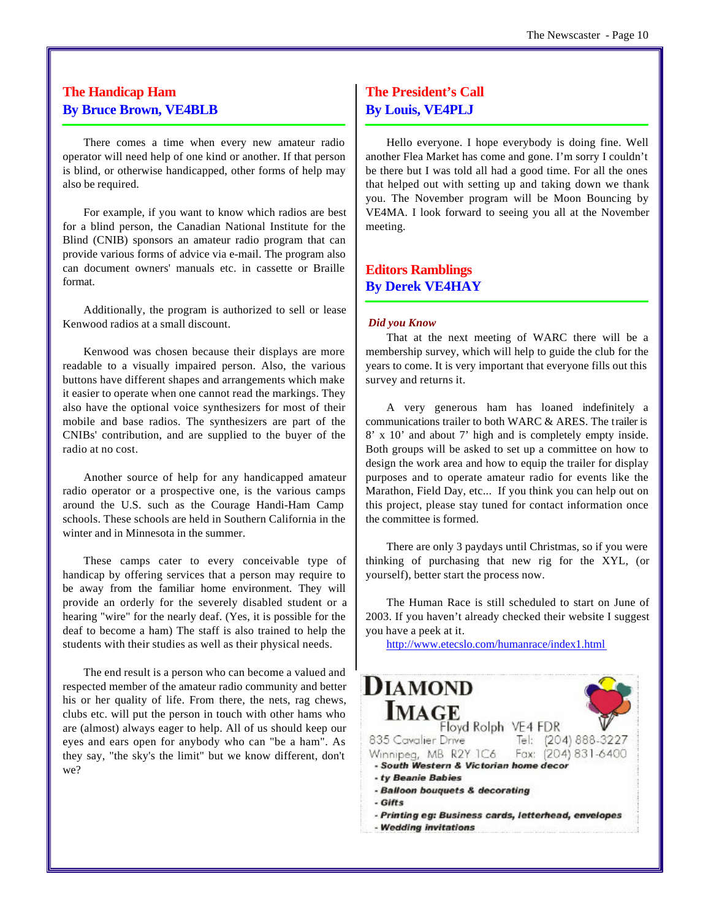## The Handicap Ham
### By Bruce Brown, VE4BLB

There comes a time when every new amateur radio operator will need help of one kind or another. If that person is blind, or otherwise handicapped, other forms of help may also be required.

For example, if you want to know which radios are best for a blind person, the Canadian National Institute for the Blind (CNIB) sponsors an amateur radio program that can provide various forms of advice via e-mail. The program also can document owners' manuals etc. in cassette or Braille format.

Additionally, the program is authorized to sell or lease Kenwood radios at a small discount.

Kenwood was chosen because their displays are more readable to a visually impaired person. Also, the various buttons have different shapes and arrangements which make it easier to operate when one cannot read the markings. They also have the optional voice synthesizers for most of their mobile and base radios. The synthesizers are part of the CNIBs' contribution, and are supplied to the buyer of the radio at no cost.

Another source of help for any handicapped amateur radio operator or a prospective one, is the various camps around the U.S. such as the Courage Handi-Ham Camp schools. These schools are held in Southern California in the winter and in Minnesota in the summer.

These camps cater to every conceivable type of handicap by offering services that a person may require to be away from the familiar home environment. They will provide an orderly for the severely disabled student or a hearing "wire" for the nearly deaf. (Yes, it is possible for the deaf to become a ham) The staff is also trained to help the students with their studies as well as their physical needs.

The end result is a person who can become a valued and respected member of the amateur radio community and better his or her quality of life. From there, the nets, rag chews, clubs etc. will put the person in touch with other hams who are (almost) always eager to help. All of us should keep our eyes and ears open for anybody who can "be a ham". As they say, "the sky's the limit" but we know different, don't we?

## The President's Call
### By Louis, VE4PLJ

Hello everyone. I hope everybody is doing fine. Well another Flea Market has come and gone. I'm sorry I couldn't be there but I was told all had a good time. For all the ones that helped out with setting up and taking down we thank you. The November program will be Moon Bouncing by VE4MA. I look forward to seeing you all at the November meeting.

## Editors Ramblings
### By Derek VE4HAY

***Did you Know***

That at the next meeting of WARC there will be a membership survey, which will help to guide the club for the years to come. It is very important that everyone fills out this survey and returns it.

A very generous ham has loaned indefinitely a communications trailer to both WARC & ARES. The trailer is 8' x 10' and about 7' high and is completely empty inside. Both groups will be asked to set up a committee on how to design the work area and how to equip the trailer for display purposes and to operate amateur radio for events like the Marathon, Field Day, etc... If you think you can help out on this project, please stay tuned for contact information once the committee is formed.

There are only 3 paydays until Christmas, so if you were thinking of purchasing that new rig for the XYL, (or yourself), better start the process now.

The Human Race is still scheduled to start on June of 2003. If you haven't already checked their website I suggest you have a peek at it.

http://www.etecslo.com/humanrace/index1.html

**DIAMOND IMAGE**
Floyd Rolph VE4 FDR
835 Cavalier Drive Tel: (204) 888-3227
Winnipeg, MB R2Y 1C6 Fax: (204) 831-6400

- ***South Western & Victorian home decor***
- ***ty Beanie Babies***
- ***Balloon bouquets & decorating***
- ***Gifts***
- ***Printing eg: Business cards, letterhead, envelopes***
- ***Wedding invitations***